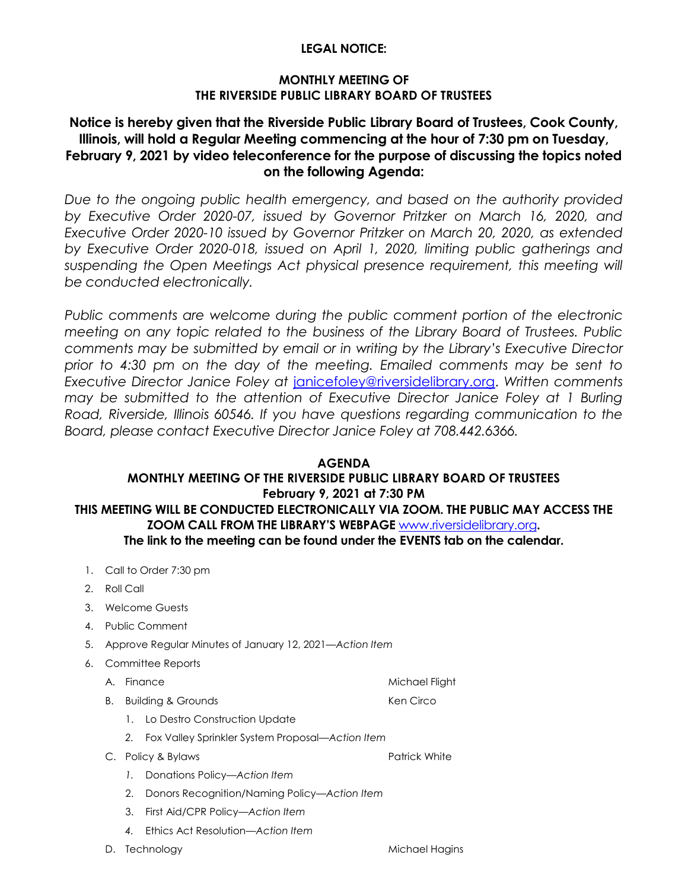**LEGAL NOTICE:**

**MONTHLY MEETING OF**
**THE RIVERSIDE PUBLIC LIBRARY BOARD OF TRUSTEES**

**Notice is hereby given that the Riverside Public Library Board of Trustees, Cook County, Illinois, will hold a Regular Meeting commencing at the hour of 7:30 pm on Tuesday, February 9, 2021 by video teleconference for the purpose of discussing the topics noted on the following Agenda:**

*Due to the ongoing public health emergency, and based on the authority provided by Executive Order 2020-07, issued by Governor Pritzker on March 16, 2020, and Executive Order 2020-10 issued by Governor Pritzker on March 20, 2020, as extended by Executive Order 2020-018, issued on April 1, 2020, limiting public gatherings and suspending the Open Meetings Act physical presence requirement, this meeting will be conducted electronically.*

*Public comments are welcome during the public comment portion of the electronic meeting on any topic related to the business of the Library Board of Trustees. Public comments may be submitted by email or in writing by the Library's Executive Director prior to 4:30 pm on the day of the meeting. Emailed comments may be sent to Executive Director Janice Foley at* janicefoley@riversidelibrary.org*. Written comments may be submitted to the attention of Executive Director Janice Foley at 1 Burling Road, Riverside, Illinois 60546. If you have questions regarding communication to the Board, please contact Executive Director Janice Foley at 708.442.6366.*

**AGENDA**
**MONTHLY MEETING OF THE RIVERSIDE PUBLIC LIBRARY BOARD OF TRUSTEES**
**February 9, 2021 at 7:30 PM**
**THIS MEETING WILL BE CONDUCTED ELECTRONICALLY VIA ZOOM. THE PUBLIC MAY ACCESS THE ZOOM CALL FROM THE LIBRARY'S WEBPAGE www.riversidelibrary.org.**
**The link to the meeting can be found under the EVENTS tab on the calendar.**

1. Call to Order 7:30 pm
2. Roll Call
3. Welcome Guests
4. Public Comment
5. Approve Regular Minutes of January 12, 2021—*Action Item*
6. Committee Reports
   - A. Finance — Michael Flight
   - B. Building & Grounds — Ken Circo
     1. Lo Destro Construction Update
     2. Fox Valley Sprinkler System Proposal—*Action Item*
   - C. Policy & Bylaws — Patrick White
     1. Donations Policy—*Action Item*
     2. Donors Recognition/Naming Policy—*Action Item*
     3. First Aid/CPR Policy—*Action Item*
     4. Ethics Act Resolution—*Action Item*
   - D. Technology — Michael Hagins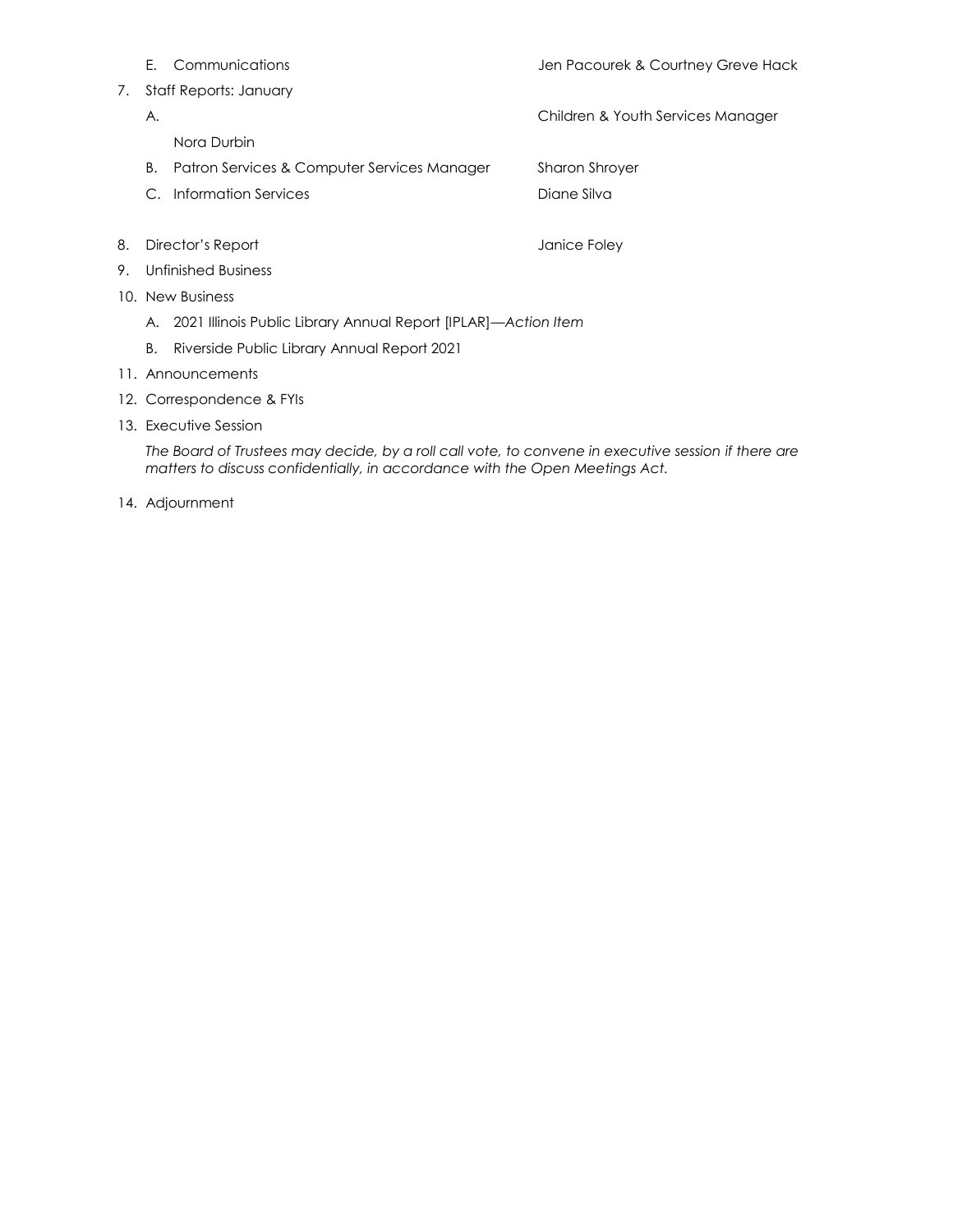E. Communications — Jen Pacourek & Courtney Greve Hack

7. Staff Reports: January

   A. Children & Youth Services Manager — Nora Durbin

   B. Patron Services & Computer Services Manager — Sharon Shroyer

   C. Information Services — Diane Silva

8. Director's Report — Janice Foley

9. Unfinished Business

10. New Business

    A. 2021 Illinois Public Library Annual Report [IPLAR]—*Action Item*

    B. Riverside Public Library Annual Report 2021

11. Announcements

12. Correspondence & FYIs

13. Executive Session

    *The Board of Trustees may decide, by a roll call vote, to convene in executive session if there are matters to discuss confidentially, in accordance with the Open Meetings Act.*

14. Adjournment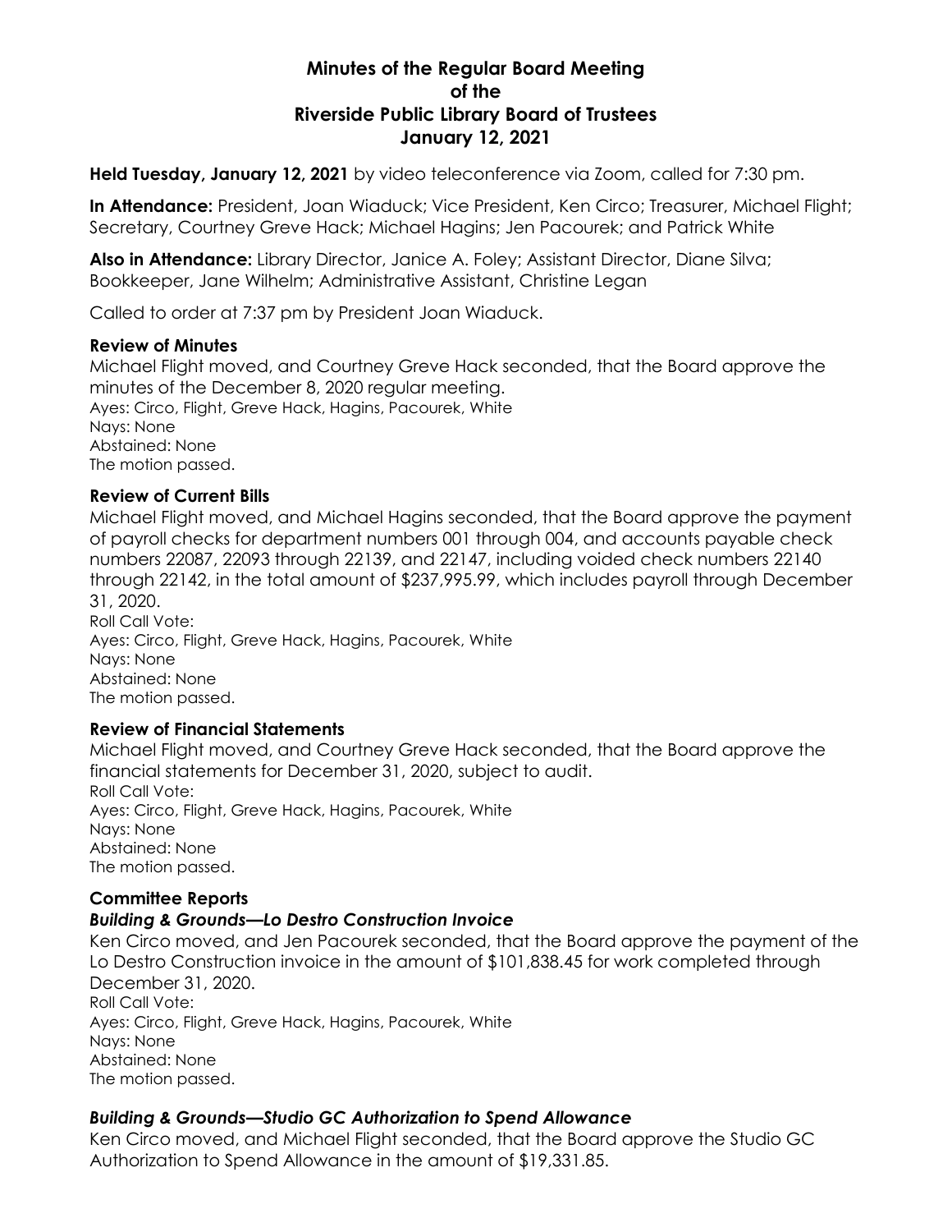# Minutes of the Regular Board Meeting of the Riverside Public Library Board of Trustees January 12, 2021

**Held Tuesday, January 12, 2021** by video teleconference via Zoom, called for 7:30 pm.

**In Attendance:** President, Joan Wiaduck; Vice President, Ken Circo; Treasurer, Michael Flight; Secretary, Courtney Greve Hack; Michael Hagins; Jen Pacourek; and Patrick White

**Also in Attendance:** Library Director, Janice A. Foley; Assistant Director, Diane Silva; Bookkeeper, Jane Wilhelm; Administrative Assistant, Christine Legan

Called to order at 7:37 pm by President Joan Wiaduck.

### Review of Minutes

Michael Flight moved, and Courtney Greve Hack seconded, that the Board approve the minutes of the December 8, 2020 regular meeting.
Ayes: Circo, Flight, Greve Hack, Hagins, Pacourek, White
Nays: None
Abstained: None
The motion passed.

### Review of Current Bills

Michael Flight moved, and Michael Hagins seconded, that the Board approve the payment of payroll checks for department numbers 001 through 004, and accounts payable check numbers 22087, 22093 through 22139, and 22147, including voided check numbers 22140 through 22142, in the total amount of $237,995.99, which includes payroll through December 31, 2020.
Roll Call Vote:
Ayes: Circo, Flight, Greve Hack, Hagins, Pacourek, White
Nays: None
Abstained: None
The motion passed.

### Review of Financial Statements

Michael Flight moved, and Courtney Greve Hack seconded, that the Board approve the financial statements for December 31, 2020, subject to audit.
Roll Call Vote:
Ayes: Circo, Flight, Greve Hack, Hagins, Pacourek, White
Nays: None
Abstained: None
The motion passed.

### Committee Reports

#### *Building & Grounds—Lo Destro Construction Invoice*

Ken Circo moved, and Jen Pacourek seconded, that the Board approve the payment of the Lo Destro Construction invoice in the amount of $101,838.45 for work completed through December 31, 2020.
Roll Call Vote:
Ayes: Circo, Flight, Greve Hack, Hagins, Pacourek, White
Nays: None
Abstained: None
The motion passed.

#### *Building & Grounds—Studio GC Authorization to Spend Allowance*

Ken Circo moved, and Michael Flight seconded, that the Board approve the Studio GC Authorization to Spend Allowance in the amount of $19,331.85.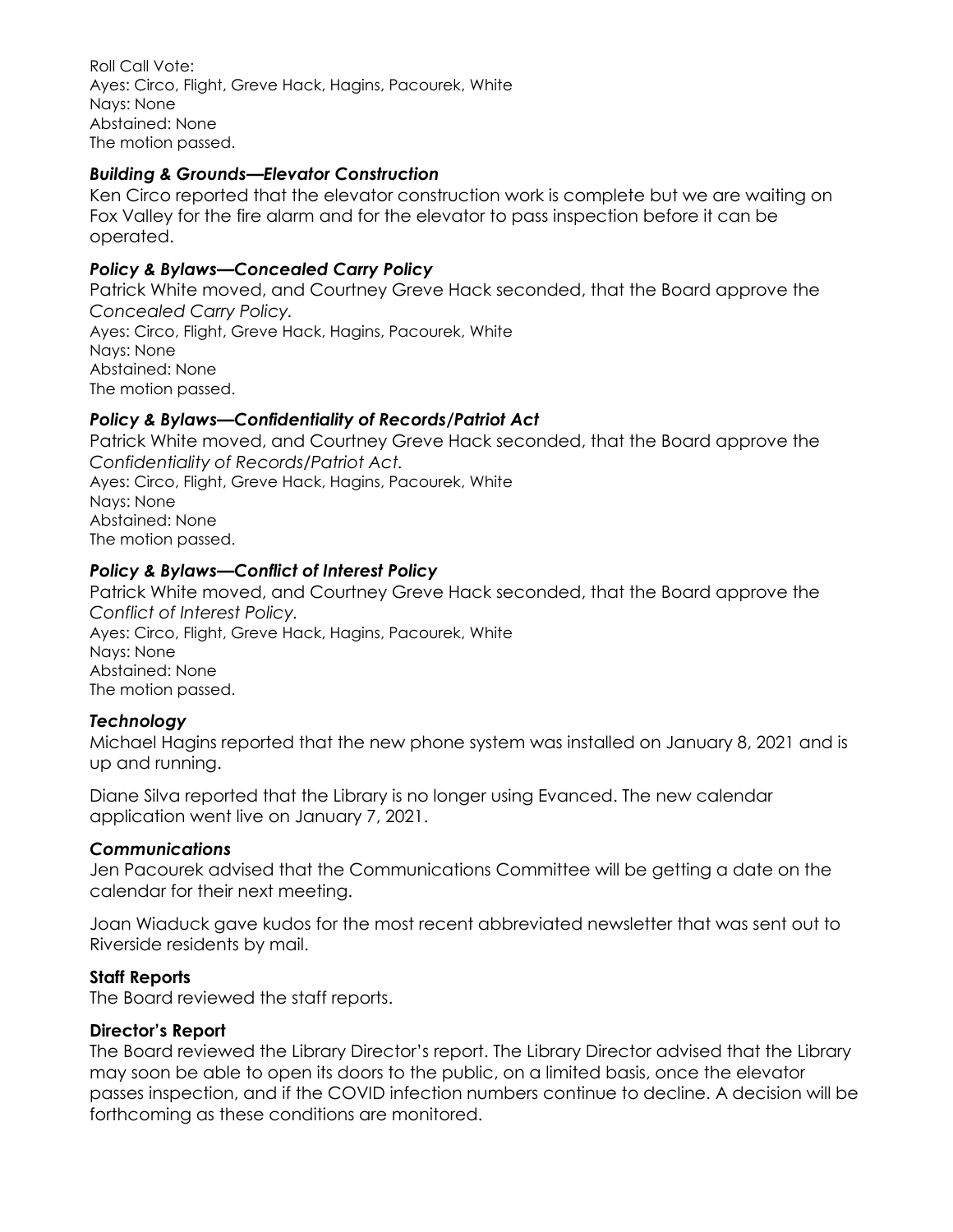Roll Call Vote:
Ayes: Circo, Flight, Greve Hack, Hagins, Pacourek, White
Nays: None
Abstained: None
The motion passed.

### *Building & Grounds—Elevator Construction*

Ken Circo reported that the elevator construction work is complete but we are waiting on Fox Valley for the fire alarm and for the elevator to pass inspection before it can be operated.

### *Policy & Bylaws—Concealed Carry Policy*

Patrick White moved, and Courtney Greve Hack seconded, that the Board approve the *Concealed Carry Policy.*
Ayes: Circo, Flight, Greve Hack, Hagins, Pacourek, White
Nays: None
Abstained: None
The motion passed.

### *Policy & Bylaws—Confidentiality of Records/Patriot Act*

Patrick White moved, and Courtney Greve Hack seconded, that the Board approve the *Confidentiality of Records/Patriot Act.*
Ayes: Circo, Flight, Greve Hack, Hagins, Pacourek, White
Nays: None
Abstained: None
The motion passed.

### *Policy & Bylaws—Conflict of Interest Policy*

Patrick White moved, and Courtney Greve Hack seconded, that the Board approve the *Conflict of Interest Policy.*
Ayes: Circo, Flight, Greve Hack, Hagins, Pacourek, White
Nays: None
Abstained: None
The motion passed.

### *Technology*

Michael Hagins reported that the new phone system was installed on January 8, 2021 and is up and running.

Diane Silva reported that the Library is no longer using Evanced. The new calendar application went live on January 7, 2021.

### *Communications*

Jen Pacourek advised that the Communications Committee will be getting a date on the calendar for their next meeting.

Joan Wiaduck gave kudos for the most recent abbreviated newsletter that was sent out to Riverside residents by mail.

### **Staff Reports**

The Board reviewed the staff reports.

### **Director's Report**

The Board reviewed the Library Director's report. The Library Director advised that the Library may soon be able to open its doors to the public, on a limited basis, once the elevator passes inspection, and if the COVID infection numbers continue to decline. A decision will be forthcoming as these conditions are monitored.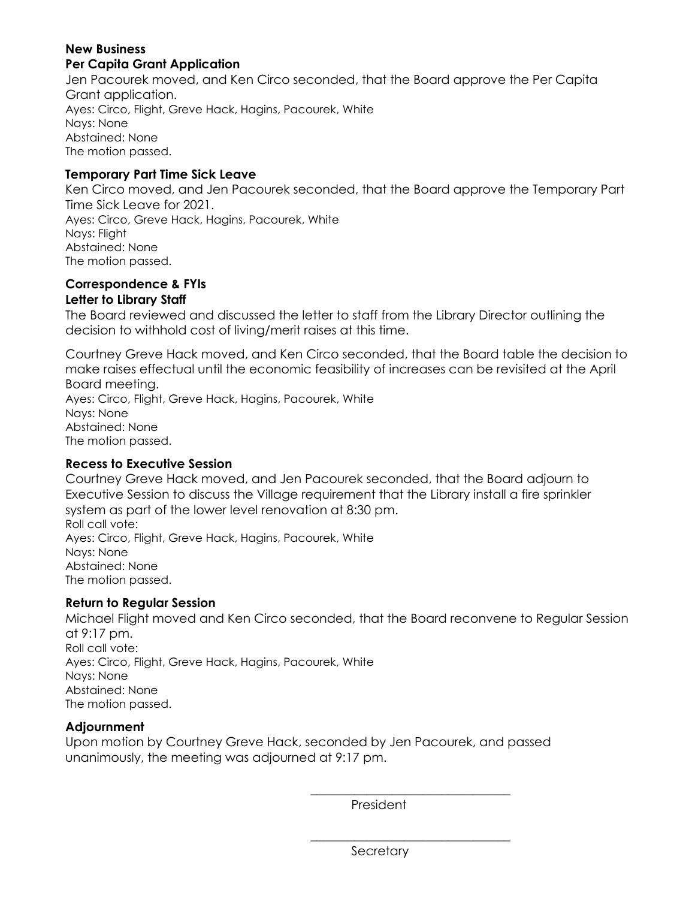## New Business

### Per Capita Grant Application

Jen Pacourek moved, and Ken Circo seconded, that the Board approve the Per Capita Grant application.
Ayes: Circo, Flight, Greve Hack, Hagins, Pacourek, White
Nays: None
Abstained: None
The motion passed.

### Temporary Part Time Sick Leave

Ken Circo moved, and Jen Pacourek seconded, that the Board approve the Temporary Part Time Sick Leave for 2021.
Ayes: Circo, Greve Hack, Hagins, Pacourek, White
Nays: Flight
Abstained: None
The motion passed.

## Correspondence & FYIs

### Letter to Library Staff

The Board reviewed and discussed the letter to staff from the Library Director outlining the decision to withhold cost of living/merit raises at this time.

Courtney Greve Hack moved, and Ken Circo seconded, that the Board table the decision to make raises effectual until the economic feasibility of increases can be revisited at the April Board meeting.
Ayes: Circo, Flight, Greve Hack, Hagins, Pacourek, White
Nays: None
Abstained: None
The motion passed.

## Recess to Executive Session

Courtney Greve Hack moved, and Jen Pacourek seconded, that the Board adjourn to Executive Session to discuss the Village requirement that the Library install a fire sprinkler system as part of the lower level renovation at 8:30 pm.
Roll call vote:
Ayes: Circo, Flight, Greve Hack, Hagins, Pacourek, White
Nays: None
Abstained: None
The motion passed.

## Return to Regular Session

Michael Flight moved and Ken Circo seconded, that the Board reconvene to Regular Session at 9:17 pm.
Roll call vote:
Ayes: Circo, Flight, Greve Hack, Hagins, Pacourek, White
Nays: None
Abstained: None
The motion passed.

## Adjournment

Upon motion by Courtney Greve Hack, seconded by Jen Pacourek, and passed unanimously, the meeting was adjourned at 9:17 pm.

\_\_\_\_\_\_\_\_\_\_\_\_\_\_\_\_\_\_\_\_\_\_\_\_\_\_\_\_\_\_\_\_
President

\_\_\_\_\_\_\_\_\_\_\_\_\_\_\_\_\_\_\_\_\_\_\_\_\_\_\_\_\_\_\_\_
Secretary